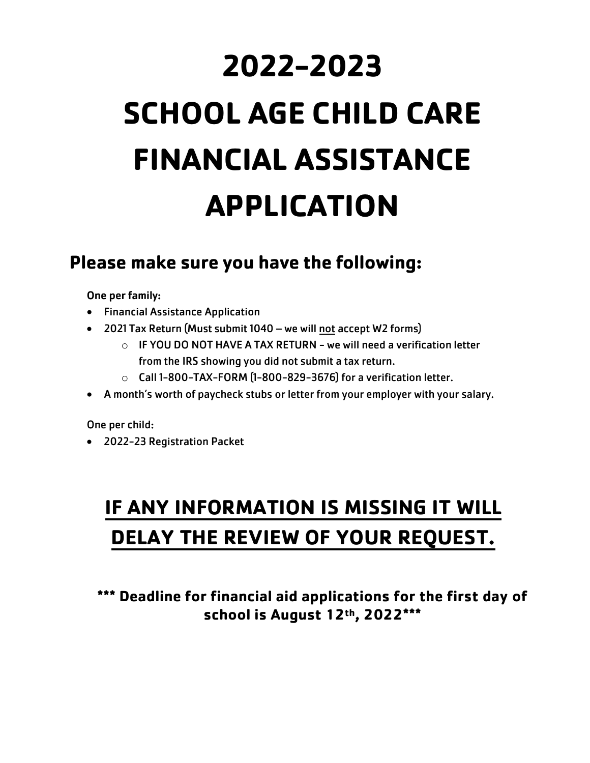# 2022-2023 SCHOOL AGE CHILD CARE FINANCIAL ASSISTANCE APPLICATION

## Please make sure you have the following:

One per family:

- Financial Assistance Application
- 2021 Tax Return (Must submit 1040 – we will <u>not</u> accept W2 forms)
  - IF YOU DO NOT HAVE A TAX RETURN - we will need a verification letter from the IRS showing you did not submit a tax return.
  - Call 1-800-TAX-FORM (1-800-829-3676) for a verification letter.
- A month's worth of paycheck stubs or letter from your employer with your salary.

One per child:

- 2022-23 Registration Packet

## <u>IF ANY INFORMATION IS MISSING IT WILL DELAY THE REVIEW OF YOUR REQUEST.</u>

**\*\*\* Deadline for financial aid applications for the first day of school is August 12th, 2022\*\*\***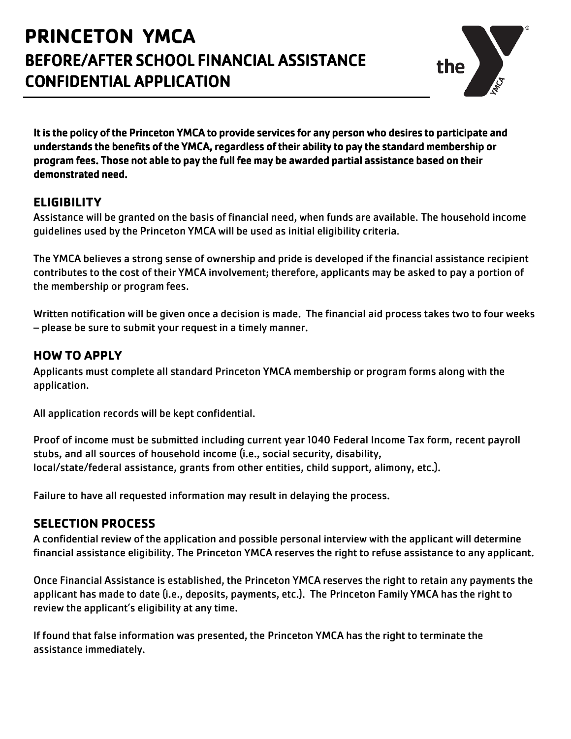# PRINCETON YMCA
## BEFORE/AFTER SCHOOL FINANCIAL ASSISTANCE CONFIDENTIAL APPLICATION

**It is the policy of the Princeton YMCA to provide services for any person who desires to participate and understands the benefits of the YMCA, regardless of their ability to pay the standard membership or program fees. Those not able to pay the full fee may be awarded partial assistance based on their demonstrated need.**

### ELIGIBILITY

Assistance will be granted on the basis of financial need, when funds are available. The household income guidelines used by the Princeton YMCA will be used as initial eligibility criteria.

The YMCA believes a strong sense of ownership and pride is developed if the financial assistance recipient contributes to the cost of their YMCA involvement; therefore, applicants may be asked to pay a portion of the membership or program fees.

Written notification will be given once a decision is made. The financial aid process takes two to four weeks – please be sure to submit your request in a timely manner.

### HOW TO APPLY

Applicants must complete all standard Princeton YMCA membership or program forms along with the application.

All application records will be kept confidential.

Proof of income must be submitted including current year 1040 Federal Income Tax form, recent payroll stubs, and all sources of household income (i.e., social security, disability, local/state/federal assistance, grants from other entities, child support, alimony, etc.).

Failure to have all requested information may result in delaying the process.

### SELECTION PROCESS

A confidential review of the application and possible personal interview with the applicant will determine financial assistance eligibility. The Princeton YMCA reserves the right to refuse assistance to any applicant.

Once Financial Assistance is established, the Princeton YMCA reserves the right to retain any payments the applicant has made to date (i.e., deposits, payments, etc.). The Princeton Family YMCA has the right to review the applicant's eligibility at any time.

If found that false information was presented, the Princeton YMCA has the right to terminate the assistance immediately.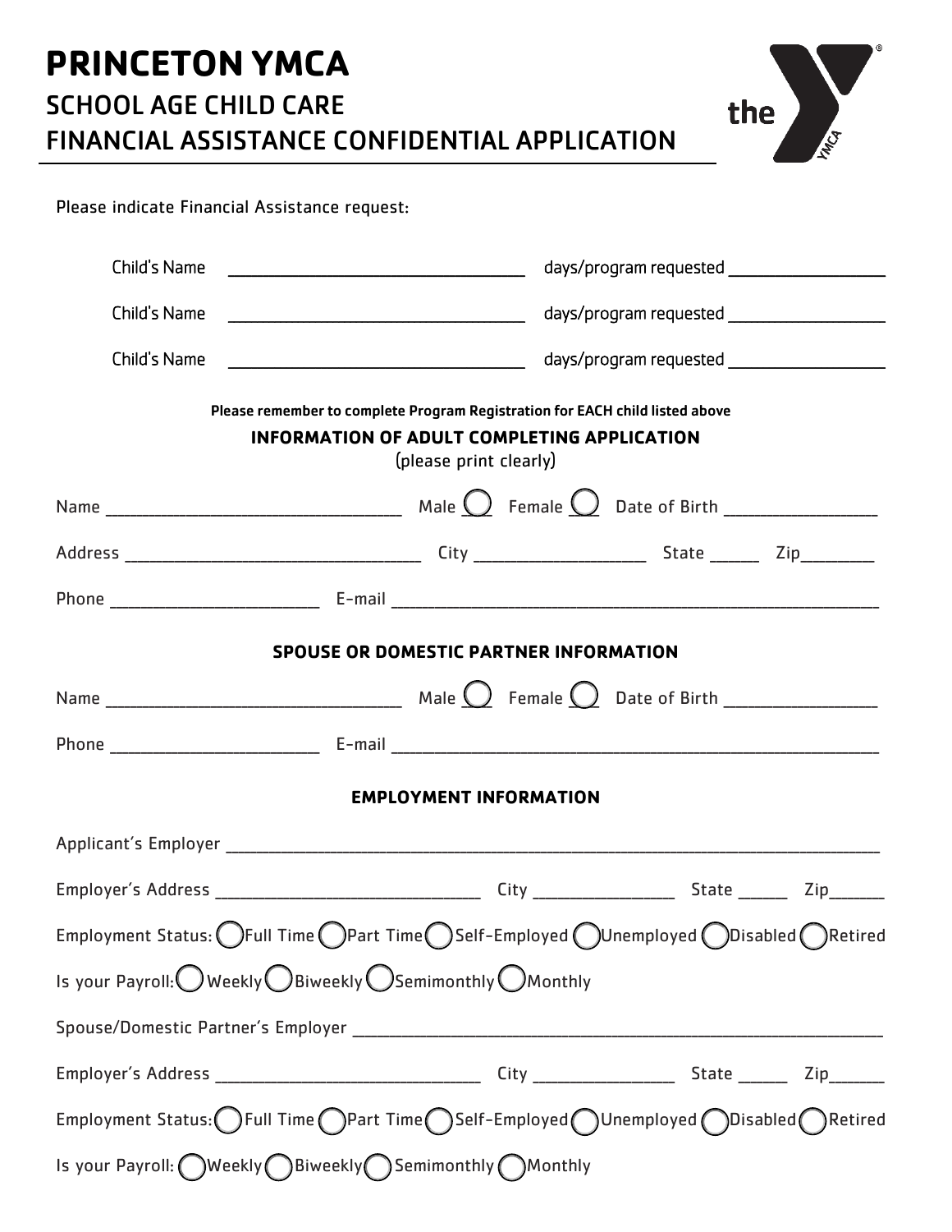# PRINCETON YMCA

## SCHOOL AGE CHILD CARE

## FINANCIAL ASSISTANCE CONFIDENTIAL APPLICATION

Please indicate Financial Assistance request:

Child's Name ______________________________ days/program requested ________________

Child's Name ______________________________ days/program requested ________________

Child's Name ______________________________ days/program requested ________________

**Please remember to complete Program Registration for EACH child listed above**

### INFORMATION OF ADULT COMPLETING APPLICATION

(please print clearly)

Name ______________________________ Male ◯ Female ◯ Date of Birth ________________

Address ______________________________ City ________________ State _____ Zip________

Phone ____________________ E-mail ______________________________________________

### SPOUSE OR DOMESTIC PARTNER INFORMATION

Name ______________________________ Male ◯ Female ◯ Date of Birth ________________

Phone ____________________ E-mail ______________________________________________

### EMPLOYMENT INFORMATION

Applicant's Employer ______________________________________________________________

Employer's Address ___________________________ City ______________ State _____ Zip______

Employment Status: ◯ Full Time ◯ Part Time ◯ Self-Employed ◯ Unemployed ◯ Disabled ◯ Retired

Is your Payroll: ◯ Weekly ◯ Biweekly ◯ Semimonthly ◯ Monthly

Spouse/Domestic Partner's Employer _______________________________________________

Employer's Address ___________________________ City ______________ State _____ Zip______

Employment Status: ◯ Full Time ◯ Part Time ◯ Self-Employed ◯ Unemployed ◯ Disabled ◯ Retired

Is your Payroll: ◯ Weekly ◯ Biweekly ◯ Semimonthly ◯ Monthly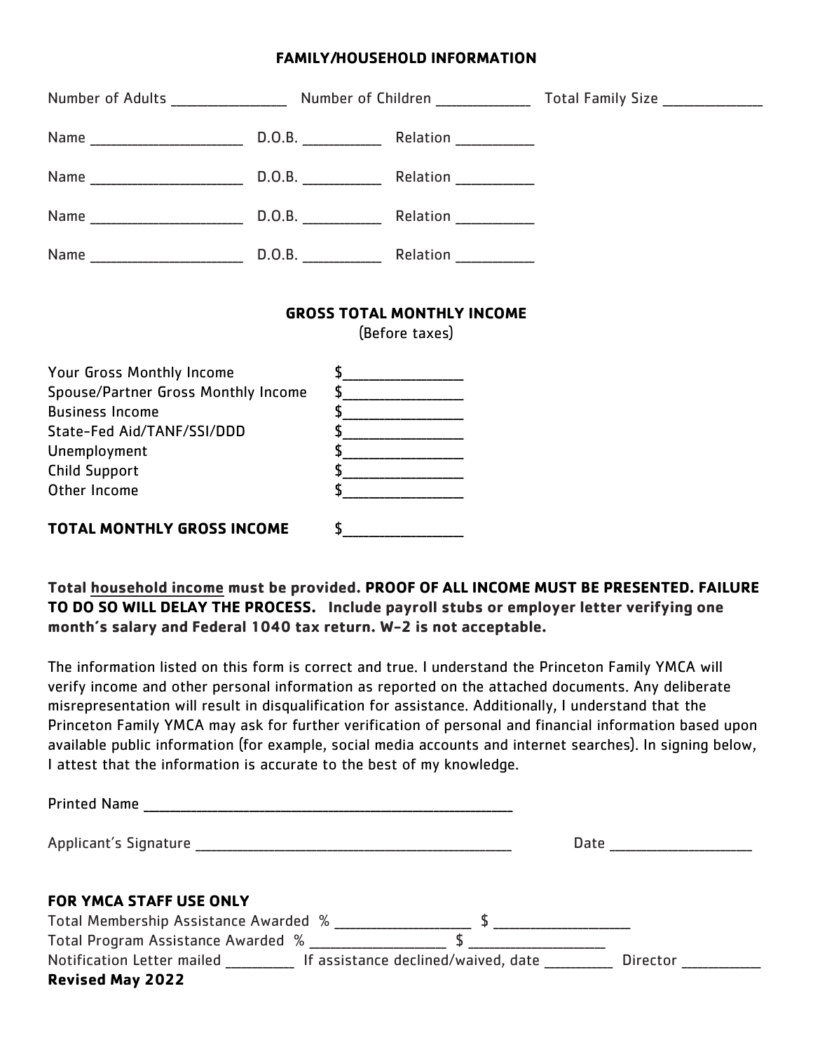## FAMILY/HOUSEHOLD INFORMATION

Number of Adults ________________ Number of Children ____________ Total Family Size _____________

Name ____________________ D.O.B. __________ Relation __________

Name ____________________ D.O.B. __________ Relation __________

Name ____________________ D.O.B. __________ Relation __________

Name ____________________ D.O.B. __________ Relation __________

## GROSS TOTAL MONTHLY INCOME

(Before taxes)

| | |
|---|---|
| Your Gross Monthly Income | $_______________ |
| Spouse/Partner Gross Monthly Income | $_______________ |
| Business Income | $_______________ |
| State-Fed Aid/TANF/SSI/DDD | $_______________ |
| Unemployment | $_______________ |
| Child Support | $_______________ |
| Other Income | $_______________ |
| **TOTAL MONTHLY GROSS INCOME** | $_______________ |

**Total household income must be provided. PROOF OF ALL INCOME MUST BE PRESENTED. FAILURE TO DO SO WILL DELAY THE PROCESS. Include payroll stubs or employer letter verifying one month's salary and Federal 1040 tax return. W-2 is not acceptable.**

The information listed on this form is correct and true. I understand the Princeton Family YMCA will verify income and other personal information as reported on the attached documents. Any deliberate misrepresentation will result in disqualification for assistance. Additionally, I understand that the Princeton Family YMCA may ask for further verification of personal and financial information based upon available public information (for example, social media accounts and internet searches). In signing below, I attest that the information is accurate to the best of my knowledge.

Printed Name __________________________________________________

Applicant's Signature ___________________________________________ Date ___________________

**FOR YMCA STAFF USE ONLY**

Total Membership Assistance Awarded % __________________ $ __________________

Total Program Assistance Awarded % __________________ $ __________________

Notification Letter mailed _________ If assistance declined/waived, date _________ Director __________

**Revised May 2022**